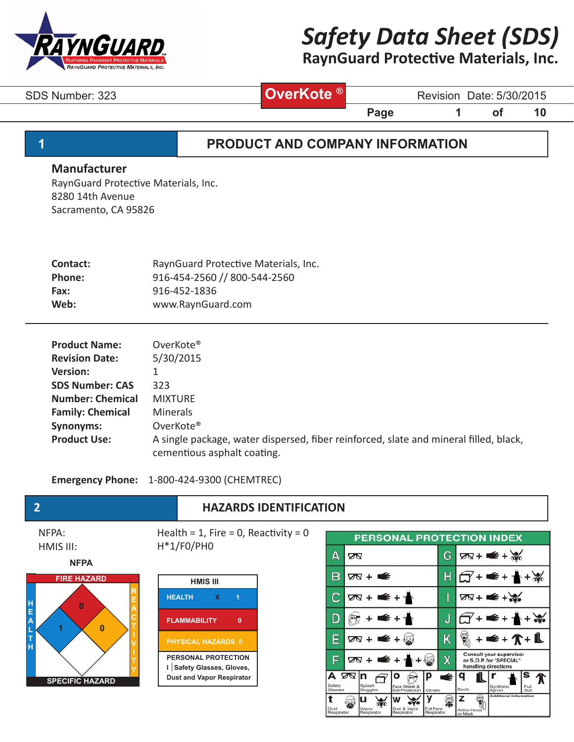# Safety Data Sheet (SDS)

## RaynGuard Protective Materials, Inc.

SDS Number: 323 | **OverKote ®** | Revision Date: 5/30/2015

## 1 PRODUCT AND COMPANY INFORMATION

### Manufacturer

RaynGuard Protective Materials, Inc.
8280 14th Avenue
Sacramento, CA 95826

| | |
|---|---|
| **Contact:** | RaynGuard Protective Materials, Inc. |
| **Phone:** | 916-454-2560 // 800-544-2560 |
| **Fax:** | 916-452-1836 |
| **Web:** | www.RaynGuard.com |

| | |
|---|---|
| **Product Name:** | OverKote® |
| **Revision Date:** | 5/30/2015 |
| **Version:** | 1 |
| **SDS Number: CAS** | 323 |
| **Number: Chemical** | MIXTURE |
| **Family: Chemical** | Minerals |
| **Synonyms:** | OverKote® |
| **Product Use:** | A single package, water dispersed, fiber reinforced, slate and mineral filled, black, cementious asphalt coating. |

**Emergency Phone:** 1-800-424-9300 (CHEMTREC)

## 2 HAZARDS IDENTIFICATION

NFPA: Health = 1, Fire = 0, Reactivity = 0
HMIS III: H*1/F0/PH0

**NFPA**

FIRE HAZARD: 0
HEALTH: 1
REACTIVITY: 0
SPECIFIC HAZARD: (blank)

**HMIS III**

| | | |
|---|---|---|
| HEALTH | X | 1 |
| FLAMMABILITY | | 0 |
| PHYSICAL HAZARDS | | 0 |

PERSONAL PROTECTION
I | Safety Glasses, Gloves, Dust and Vapor Respirator

**PERSONAL PROTECTION INDEX**

| | | | |
|---|---|---|---|
| A | Safety Glasses | G | Safety Glasses + Gloves + Dust & Vapor Respirator |
| B | Safety Glasses + Gloves | H | Splash Goggles + Gloves + Synthetic Apron + Dust & Vapor Respirator |
| C | Safety Glasses + Gloves + Synthetic Apron | I | Safety Glasses + Gloves + Dust & Vapor Respirator |
| D | Face Shield & Eye Protection + Gloves + Synthetic Apron | J | Splash Goggles + Gloves + Synthetic Apron + Dust & Vapor Respirator |
| E | Safety Glasses + Gloves + Dust Respirator | K | Airline Hood or Mask + Gloves + Full Suit + Boots |
| F | Safety Glasses + Gloves + Synthetic Apron + Dust Respirator | X | Consult your supervisor or S.O.P. for "SPECIAL" handling directions |

a Safety Glasses; n Splash Goggles; o Face Shield & Eye Protection; p Gloves; q Boots; r Synthetic Apron; s Full Suit; t Dust Respirator; u Vapor Respirator; w Dust & Vapor Respirator; y Full Face Respirator; z Airline Hood or Mask; Additional Information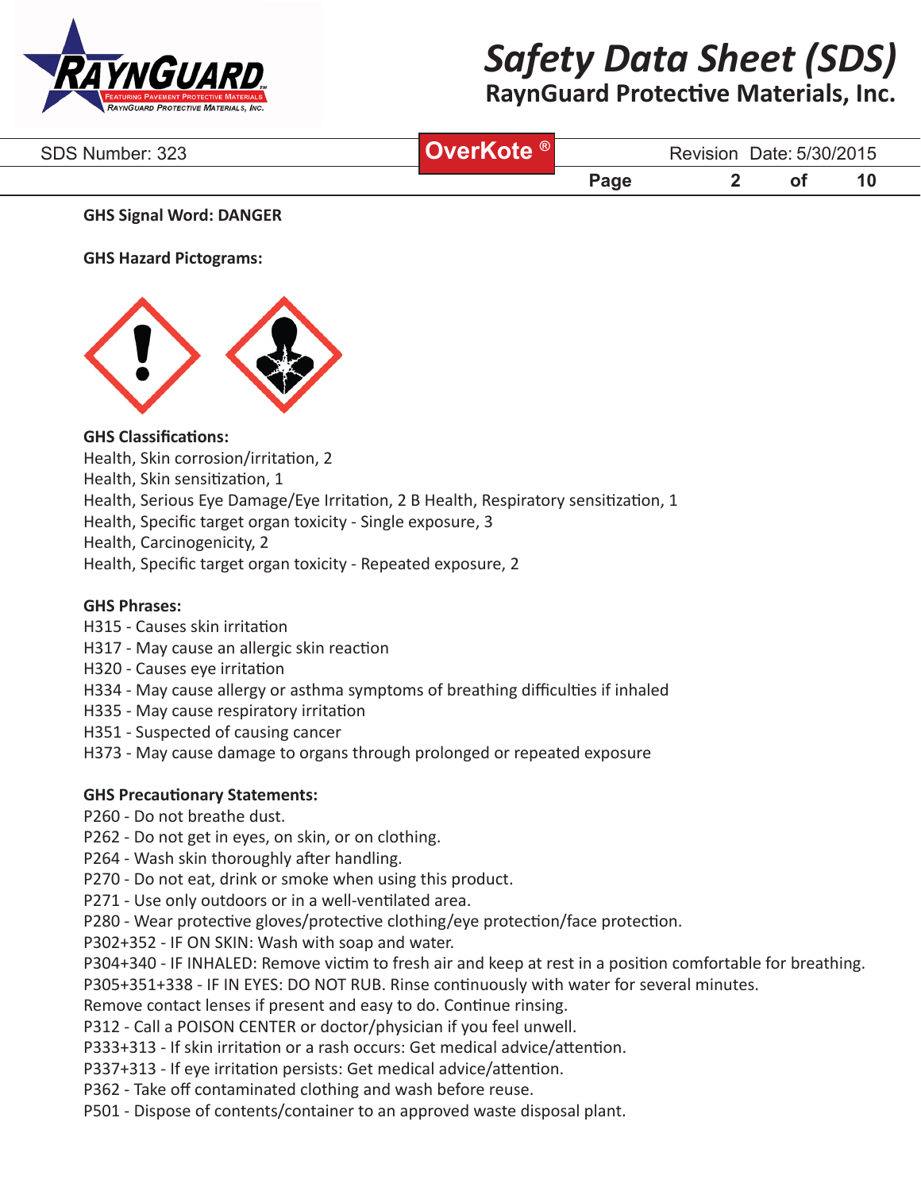**GHS Signal Word: DANGER**

**GHS Hazard Pictograms:**

**GHS Classifications:**

Health, Skin corrosion/irritation, 2
Health, Skin sensitization, 1
Health, Serious Eye Damage/Eye Irritation, 2 B Health, Respiratory sensitization, 1
Health, Specific target organ toxicity - Single exposure, 3
Health, Carcinogenicity, 2
Health, Specific target organ toxicity - Repeated exposure, 2

**GHS Phrases:**

H315 - Causes skin irritation
H317 - May cause an allergic skin reaction
H320 - Causes eye irritation
H334 - May cause allergy or asthma symptoms of breathing difficulties if inhaled
H335 - May cause respiratory irritation
H351 - Suspected of causing cancer
H373 - May cause damage to organs through prolonged or repeated exposure

**GHS Precautionary Statements:**

P260 - Do not breathe dust.
P262 - Do not get in eyes, on skin, or on clothing.
P264 - Wash skin thoroughly after handling.
P270 - Do not eat, drink or smoke when using this product.
P271 - Use only outdoors or in a well-ventilated area.
P280 - Wear protective gloves/protective clothing/eye protection/face protection.
P302+352 - IF ON SKIN: Wash with soap and water.
P304+340 - IF INHALED: Remove victim to fresh air and keep at rest in a position comfortable for breathing.
P305+351+338 - IF IN EYES: DO NOT RUB. Rinse continuously with water for several minutes.
Remove contact lenses if present and easy to do. Continue rinsing.
P312 - Call a POISON CENTER or doctor/physician if you feel unwell.
P333+313 - If skin irritation or a rash occurs: Get medical advice/attention.
P337+313 - If eye irritation persists: Get medical advice/attention.
P362 - Take off contaminated clothing and wash before reuse.
P501 - Dispose of contents/container to an approved waste disposal plant.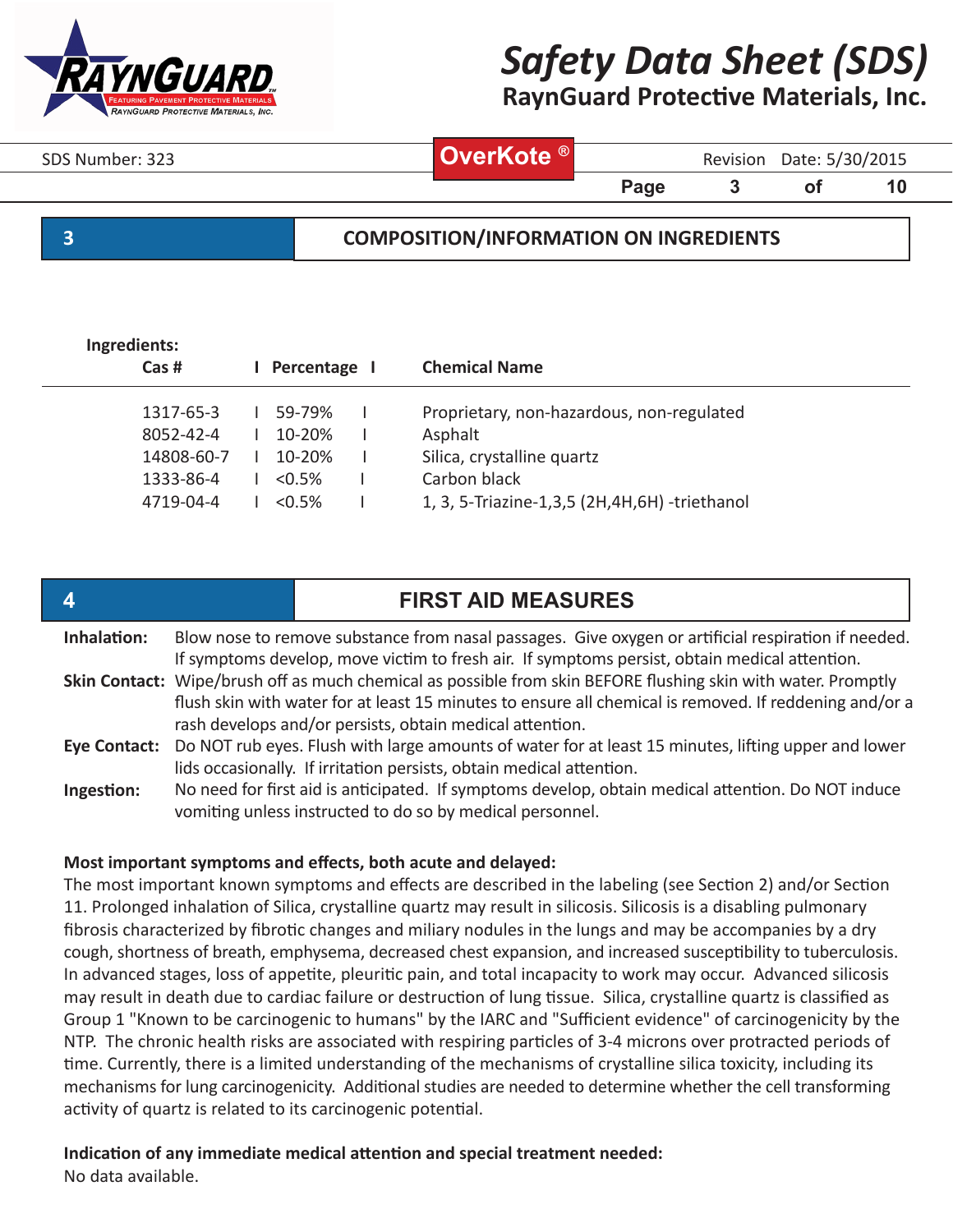## 3 COMPOSITION/INFORMATION ON INGREDIENTS

**Ingredients:**

| Cas # | Percentage | Chemical Name |
|---|---|---|
| 1317-65-3 | 59-79% | Proprietary, non-hazardous, non-regulated |
| 8052-42-4 | 10-20% | Asphalt |
| 14808-60-7 | 10-20% | Silica, crystalline quartz |
| 1333-86-4 | <0.5% | Carbon black |
| 4719-04-4 | <0.5% | 1, 3, 5-Triazine-1,3,5 (2H,4H,6H) -triethanol |

## 4 FIRST AID MEASURES

**Inhalation:** Blow nose to remove substance from nasal passages. Give oxygen or artificial respiration if needed. If symptoms develop, move victim to fresh air. If symptoms persist, obtain medical attention.

**Skin Contact:** Wipe/brush off as much chemical as possible from skin BEFORE flushing skin with water. Promptly flush skin with water for at least 15 minutes to ensure all chemical is removed. If reddening and/or a rash develops and/or persists, obtain medical attention.

**Eye Contact:** Do NOT rub eyes. Flush with large amounts of water for at least 15 minutes, lifting upper and lower lids occasionally. If irritation persists, obtain medical attention.

**Ingestion:** No need for first aid is anticipated. If symptoms develop, obtain medical attention. Do NOT induce vomiting unless instructed to do so by medical personnel.

**Most important symptoms and effects, both acute and delayed:**

The most important known symptoms and effects are described in the labeling (see Section 2) and/or Section 11. Prolonged inhalation of Silica, crystalline quartz may result in silicosis. Silicosis is a disabling pulmonary fibrosis characterized by fibrotic changes and miliary nodules in the lungs and may be accompanies by a dry cough, shortness of breath, emphysema, decreased chest expansion, and increased susceptibility to tuberculosis. In advanced stages, loss of appetite, pleuritic pain, and total incapacity to work may occur. Advanced silicosis may result in death due to cardiac failure or destruction of lung tissue. Silica, crystalline quartz is classified as Group 1 "Known to be carcinogenic to humans" by the IARC and "Sufficient evidence" of carcinogenicity by the NTP. The chronic health risks are associated with respiring particles of 3-4 microns over protracted periods of time. Currently, there is a limited understanding of the mechanisms of crystalline silica toxicity, including its mechanisms for lung carcinogenicity. Additional studies are needed to determine whether the cell transforming activity of quartz is related to its carcinogenic potential.

**Indication of any immediate medical attention and special treatment needed:**

No data available.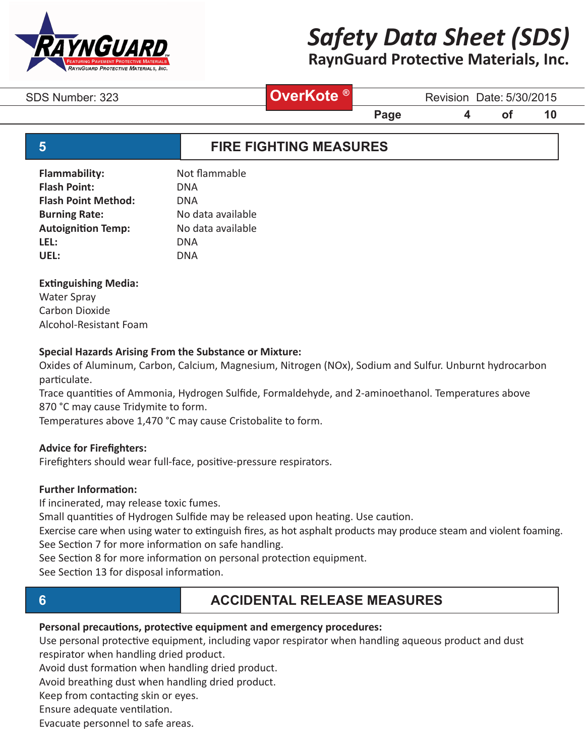## 5 FIRE FIGHTING MEASURES

| | |
|---|---|
| **Flammability:** | Not flammable |
| **Flash Point:** | DNA |
| **Flash Point Method:** | DNA |
| **Burning Rate:** | No data available |
| **Autoignition Temp:** | No data available |
| **LEL:** | DNA |
| **UEL:** | DNA |

**Extinguishing Media:**
Water Spray
Carbon Dioxide
Alcohol-Resistant Foam

**Special Hazards Arising From the Substance or Mixture:**
Oxides of Aluminum, Carbon, Calcium, Magnesium, Nitrogen (NOx), Sodium and Sulfur. Unburnt hydrocarbon particulate.
Trace quantities of Ammonia, Hydrogen Sulfide, Formaldehyde, and 2-aminoethanol. Temperatures above 870 °C may cause Tridymite to form.
Temperatures above 1,470 °C may cause Cristobalite to form.

**Advice for Firefighters:**
Firefighters should wear full-face, positive-pressure respirators.

**Further Information:**
If incinerated, may release toxic fumes.
Small quantities of Hydrogen Sulfide may be released upon heating. Use caution.
Exercise care when using water to extinguish fires, as hot asphalt products may produce steam and violent foaming.
See Section 7 for more information on safe handling.
See Section 8 for more information on personal protection equipment.
See Section 13 for disposal information.

## 6 ACCIDENTAL RELEASE MEASURES

**Personal precautions, protective equipment and emergency procedures:**
Use personal protective equipment, including vapor respirator when handling aqueous product and dust respirator when handling dried product.
Avoid dust formation when handling dried product.
Avoid breathing dust when handling dried product.
Keep from contacting skin or eyes.
Ensure adequate ventilation.
Evacuate personnel to safe areas.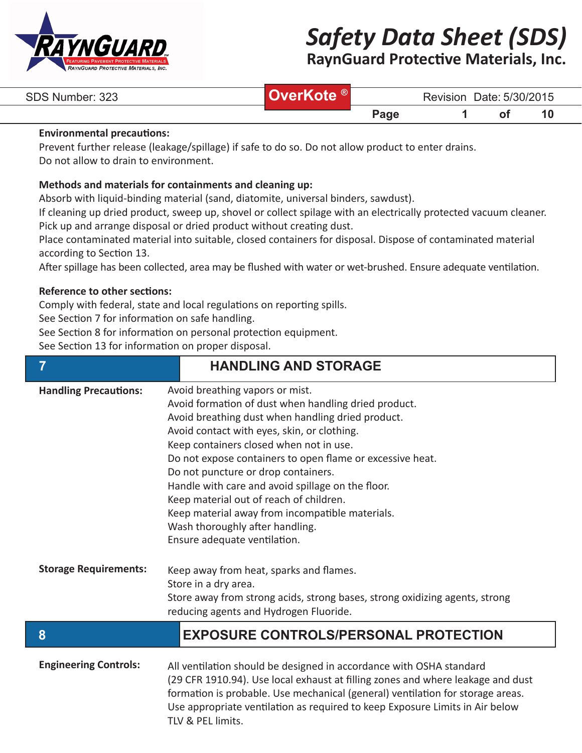**Environmental precautions:**

Prevent further release (leakage/spillage) if safe to do so. Do not allow product to enter drains.
Do not allow to drain to environment.

**Methods and materials for containments and cleaning up:**

Absorb with liquid-binding material (sand, diatomite, universal binders, sawdust).
If cleaning up dried product, sweep up, shovel or collect spilage with an electrically protected vacuum cleaner.
Pick up and arrange disposal or dried product without creating dust.
Place contaminated material into suitable, closed containers for disposal. Dispose of contaminated material according to Section 13.
After spillage has been collected, area may be flushed with water or wet-brushed. Ensure adequate ventilation.

**Reference to other sections:**

Comply with federal, state and local regulations on reporting spills.
See Section 7 for information on safe handling.
See Section 8 for information on personal protection equipment.
See Section 13 for information on proper disposal.

## 7 HANDLING AND STORAGE

**Handling Precautions:**

Avoid breathing vapors or mist.
Avoid formation of dust when handling dried product.
Avoid breathing dust when handling dried product.
Avoid contact with eyes, skin, or clothing.
Keep containers closed when not in use.
Do not expose containers to open flame or excessive heat.
Do not puncture or drop containers.
Handle with care and avoid spillage on the floor.
Keep material out of reach of children.
Keep material away from incompatible materials.
Wash thoroughly after handling.
Ensure adequate ventilation.

**Storage Requirements:**

Keep away from heat, sparks and flames.
Store in a dry area.
Store away from strong acids, strong bases, strong oxidizing agents, strong reducing agents and Hydrogen Fluoride.

## 8 EXPOSURE CONTROLS/PERSONAL PROTECTION

**Engineering Controls:**

All ventilation should be designed in accordance with OSHA standard (29 CFR 1910.94). Use local exhaust at filling zones and where leakage and dust formation is probable. Use mechanical (general) ventilation for storage areas. Use appropriate ventilation as required to keep Exposure Limits in Air below TLV & PEL limits.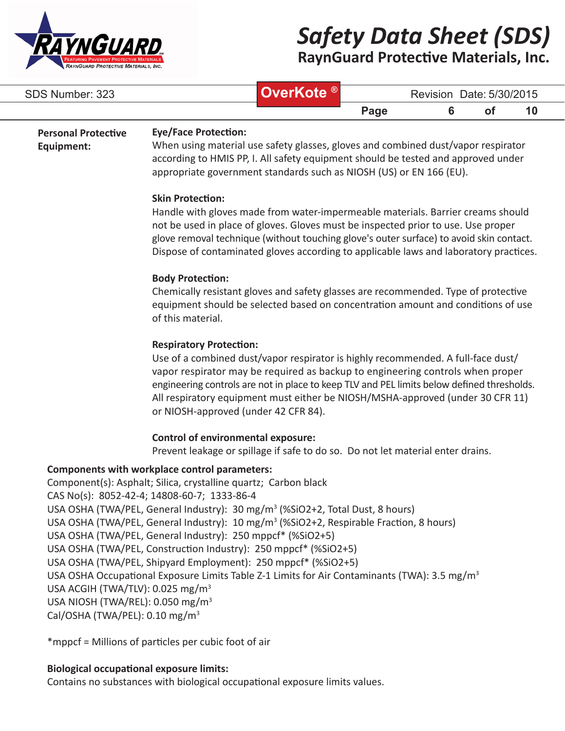**Personal Protective Equipment:**

**Eye/Face Protection:**
When using material use safety glasses, gloves and combined dust/vapor respirator according to HMIS PP, I. All safety equipment should be tested and approved under appropriate government standards such as NIOSH (US) or EN 166 (EU).

**Skin Protection:**
Handle with gloves made from water-impermeable materials. Barrier creams should not be used in place of gloves. Gloves must be inspected prior to use. Use proper glove removal technique (without touching glove's outer surface) to avoid skin contact. Dispose of contaminated gloves according to applicable laws and laboratory practices.

**Body Protection:**
Chemically resistant gloves and safety glasses are recommended. Type of protective equipment should be selected based on concentration amount and conditions of use of this material.

**Respiratory Protection:**
Use of a combined dust/vapor respirator is highly recommended. A full-face dust/vapor respirator may be required as backup to engineering controls when proper engineering controls are not in place to keep TLV and PEL limits below defined thresholds. All respiratory equipment must either be NIOSH/MSHA-approved (under 30 CFR 11) or NIOSH-approved (under 42 CFR 84).

**Control of environmental exposure:**
Prevent leakage or spillage if safe to do so. Do not let material enter drains.

**Components with workplace control parameters:**
Component(s): Asphalt; Silica, crystalline quartz; Carbon black
CAS No(s): 8052-42-4; 14808-60-7; 1333-86-4
USA OSHA (TWA/PEL, General Industry): 30 mg/m$^3$ (%SiO2+2, Total Dust, 8 hours)
USA OSHA (TWA/PEL, General Industry): 10 mg/m$^3$ (%SiO2+2, Respirable Fraction, 8 hours)
USA OSHA (TWA/PEL, General Industry): 250 mppcf* (%SiO2+5)
USA OSHA (TWA/PEL, Construction Industry): 250 mppcf* (%SiO2+5)
USA OSHA (TWA/PEL, Shipyard Employment): 250 mppcf* (%SiO2+5)
USA OSHA Occupational Exposure Limits Table Z-1 Limits for Air Contaminants (TWA): 3.5 mg/m$^3$
USA ACGIH (TWA/TLV): 0.025 mg/m$^3$
USA NIOSH (TWA/REL): 0.050 mg/m$^3$
Cal/OSHA (TWA/PEL): 0.10 mg/m$^3$

*mppcf = Millions of particles per cubic foot of air

**Biological occupational exposure limits:**
Contains no substances with biological occupational exposure limits values.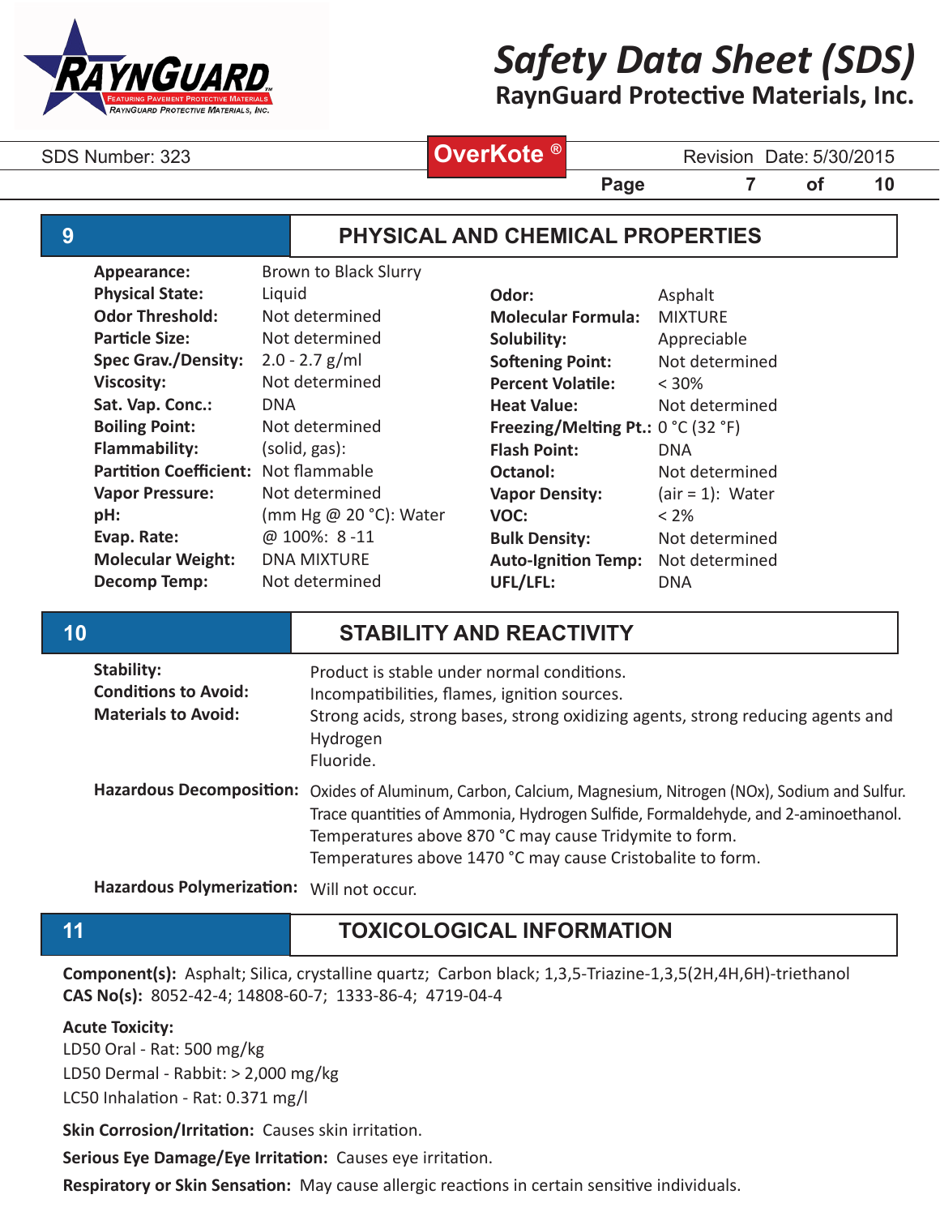# Safety Data Sheet (SDS)

**RaynGuard Protective Materials, Inc.**

SDS Number: 323 | **OverKote®** | Revision Date: 5/30/2015

## 9 PHYSICAL AND CHEMICAL PROPERTIES

| | | | |
|---|---|---|---|
| **Appearance:** | Brown to Black Slurry | | |
| **Physical State:** | Liquid | **Odor:** | Asphalt |
| **Odor Threshold:** | Not determined | **Molecular Formula:** | MIXTURE |
| **Particle Size:** | Not determined | **Solubility:** | Appreciable |
| **Spec Grav./Density:** | 2.0 - 2.7 g/ml | **Softening Point:** | Not determined |
| **Viscosity:** | Not determined | **Percent Volatile:** | < 30% |
| **Sat. Vap. Conc.:** | DNA | **Heat Value:** | Not determined |
| **Boiling Point:** | Not determined | **Freezing/Melting Pt.:** | 0 °C (32 °F) |
| **Flammability:** | (solid, gas): | **Flash Point:** | DNA |
| **Partition Coefficient:** | Not flammable | **Octanol:** | Not determined |
| **Vapor Pressure:** | Not determined | **Vapor Density:** | (air = 1): Water |
| **pH:** | (mm Hg @ 20 °C): Water | **VOC:** | < 2% |
| **Evap. Rate:** | @ 100%: 8 -11 | **Bulk Density:** | Not determined |
| **Molecular Weight:** | DNA MIXTURE | **Auto-Ignition Temp:** | Not determined |
| **Decomp Temp:** | Not determined | **UFL/LFL:** | DNA |

## 10 STABILITY AND REACTIVITY

**Stability:** Product is stable under normal conditions.

**Conditions to Avoid:** Incompatibilities, flames, ignition sources.

**Materials to Avoid:** Strong acids, strong bases, strong oxidizing agents, strong reducing agents and Hydrogen Fluoride.

**Hazardous Decomposition:** Oxides of Aluminum, Carbon, Calcium, Magnesium, Nitrogen (NOx), Sodium and Sulfur. Trace quantities of Ammonia, Hydrogen Sulfide, Formaldehyde, and 2-aminoethanol. Temperatures above 870 °C may cause Tridymite to form. Temperatures above 1470 °C may cause Cristobalite to form.

**Hazardous Polymerization:** Will not occur.

## 11 TOXICOLOGICAL INFORMATION

**Component(s):** Asphalt; Silica, crystalline quartz; Carbon black; 1,3,5-Triazine-1,3,5(2H,4H,6H)-triethanol
**CAS No(s):** 8052-42-4; 14808-60-7; 1333-86-4; 4719-04-4

**Acute Toxicity:**
LD50 Oral - Rat: 500 mg/kg
LD50 Dermal - Rabbit: > 2,000 mg/kg
LC50 Inhalation - Rat: 0.371 mg/l

**Skin Corrosion/Irritation:** Causes skin irritation.

**Serious Eye Damage/Eye Irritation:** Causes eye irritation.

**Respiratory or Skin Sensation:** May cause allergic reactions in certain sensitive individuals.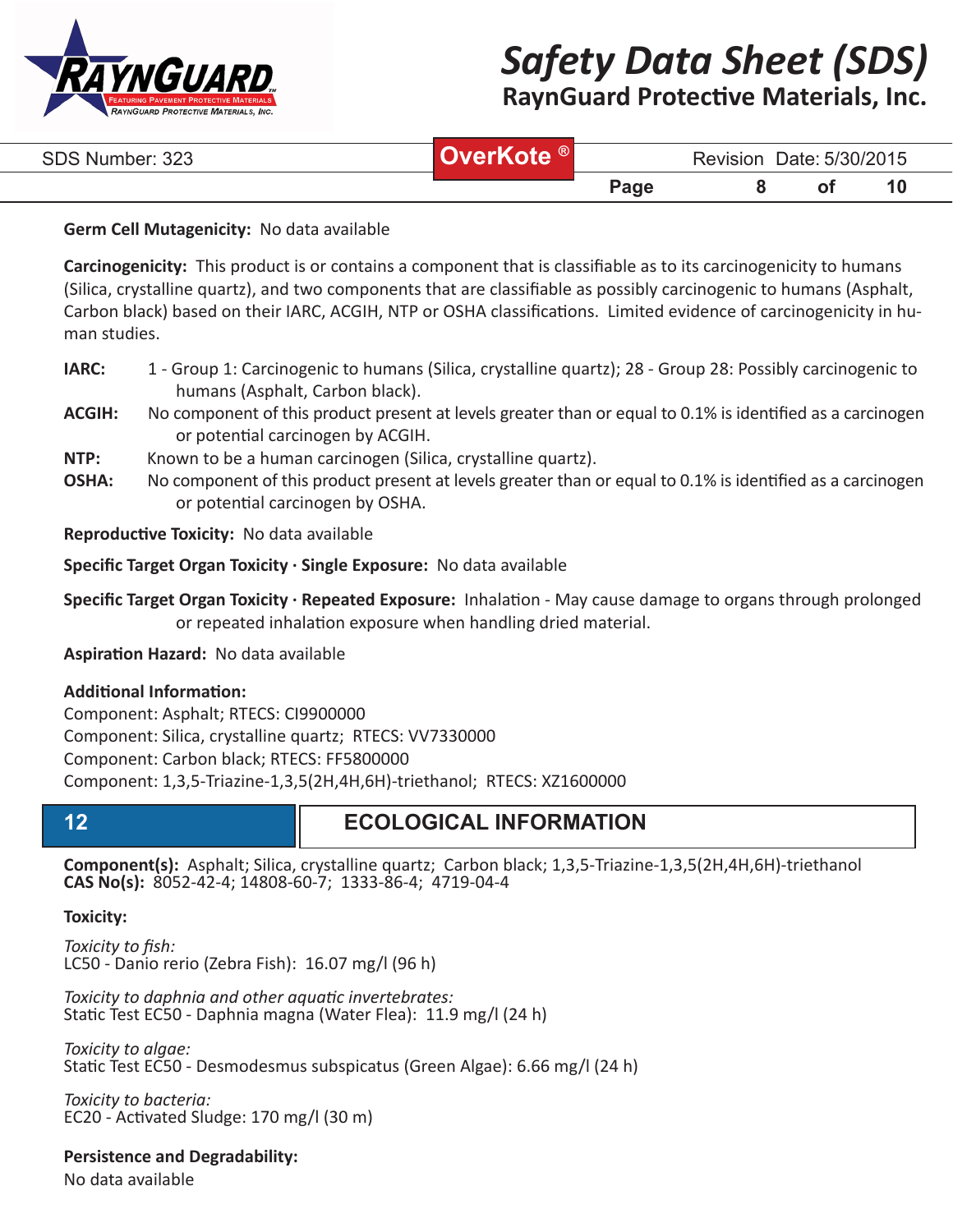**Germ Cell Mutagenicity:** No data available

**Carcinogenicity:** This product is or contains a component that is classifiable as to its carcinogenicity to humans (Silica, crystalline quartz), and two components that are classifiable as possibly carcinogenic to humans (Asphalt, Carbon black) based on their IARC, ACGIH, NTP or OSHA classifications. Limited evidence of carcinogenicity in human studies.

**IARC:** 1 - Group 1: Carcinogenic to humans (Silica, crystalline quartz); 28 - Group 28: Possibly carcinogenic to humans (Asphalt, Carbon black).

**ACGIH:** No component of this product present at levels greater than or equal to 0.1% is identified as a carcinogen or potential carcinogen by ACGIH.

**NTP:** Known to be a human carcinogen (Silica, crystalline quartz).

**OSHA:** No component of this product present at levels greater than or equal to 0.1% is identified as a carcinogen or potential carcinogen by OSHA.

**Reproductive Toxicity:** No data available

**Specific Target Organ Toxicity · Single Exposure:** No data available

**Specific Target Organ Toxicity · Repeated Exposure:** Inhalation - May cause damage to organs through prolonged or repeated inhalation exposure when handling dried material.

**Aspiration Hazard:** No data available

**Additional Information:**
Component: Asphalt; RTECS: CI9900000
Component: Silica, crystalline quartz; RTECS: VV7330000
Component: Carbon black; RTECS: FF5800000
Component: 1,3,5-Triazine-1,3,5(2H,4H,6H)-triethanol; RTECS: XZ1600000

## 12 ECOLOGICAL INFORMATION

**Component(s):** Asphalt; Silica, crystalline quartz; Carbon black; 1,3,5-Triazine-1,3,5(2H,4H,6H)-triethanol
**CAS No(s):** 8052-42-4; 14808-60-7; 1333-86-4; 4719-04-4

**Toxicity:**

*Toxicity to fish:*
LC50 - Danio rerio (Zebra Fish): 16.07 mg/l (96 h)

*Toxicity to daphnia and other aquatic invertebrates:*
Static Test EC50 - Daphnia magna (Water Flea): 11.9 mg/l (24 h)

*Toxicity to algae:*
Static Test EC50 - Desmodesmus subspicatus (Green Algae): 6.66 mg/l (24 h)

*Toxicity to bacteria:*
EC20 - Activated Sludge: 170 mg/l (30 m)

**Persistence and Degradability:**
No data available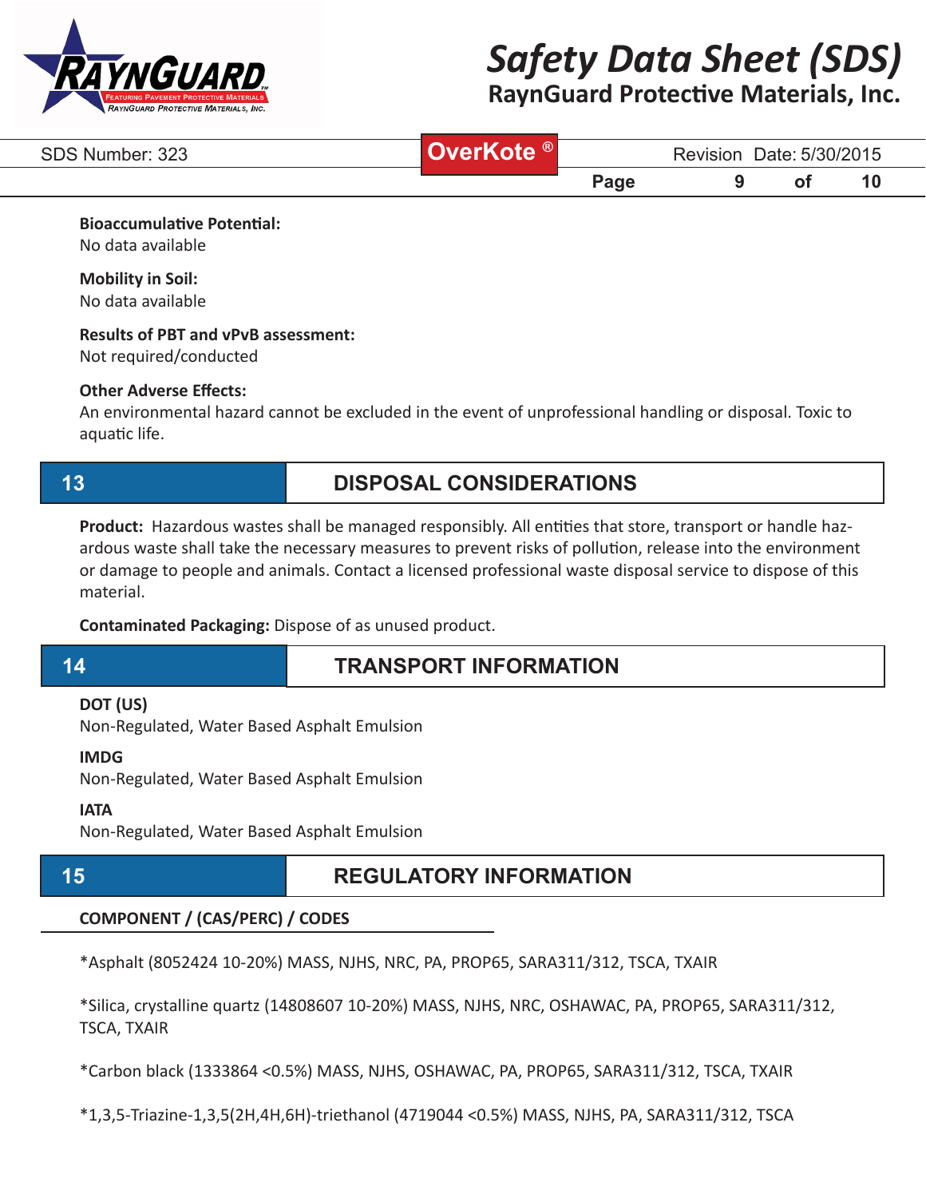**Bioaccumulative Potential:**
No data available

**Mobility in Soil:**
No data available

**Results of PBT and vPvB assessment:**
Not required/conducted

**Other Adverse Effects:**
An environmental hazard cannot be excluded in the event of unprofessional handling or disposal. Toxic to aquatic life.

## 13 DISPOSAL CONSIDERATIONS

**Product:** Hazardous wastes shall be managed responsibly. All entities that store, transport or handle hazardous waste shall take the necessary measures to prevent risks of pollution, release into the environment or damage to people and animals. Contact a licensed professional waste disposal service to dispose of this material.

**Contaminated Packaging:** Dispose of as unused product.

## 14 TRANSPORT INFORMATION

**DOT (US)**
Non-Regulated, Water Based Asphalt Emulsion

**IMDG**
Non-Regulated, Water Based Asphalt Emulsion

**IATA**
Non-Regulated, Water Based Asphalt Emulsion

## 15 REGULATORY INFORMATION

**COMPONENT / (CAS/PERC) / CODES**

*Asphalt (8052424 10-20%) MASS, NJHS, NRC, PA, PROP65, SARA311/312, TSCA, TXAIR

*Silica, crystalline quartz (14808607 10-20%) MASS, NJHS, NRC, OSHAWAC, PA, PROP65, SARA311/312, TSCA, TXAIR

*Carbon black (1333864 <0.5%) MASS, NJHS, OSHAWAC, PA, PROP65, SARA311/312, TSCA, TXAIR

*1,3,5-Triazine-1,3,5(2H,4H,6H)-triethanol (4719044 <0.5%) MASS, NJHS, PA, SARA311/312, TSCA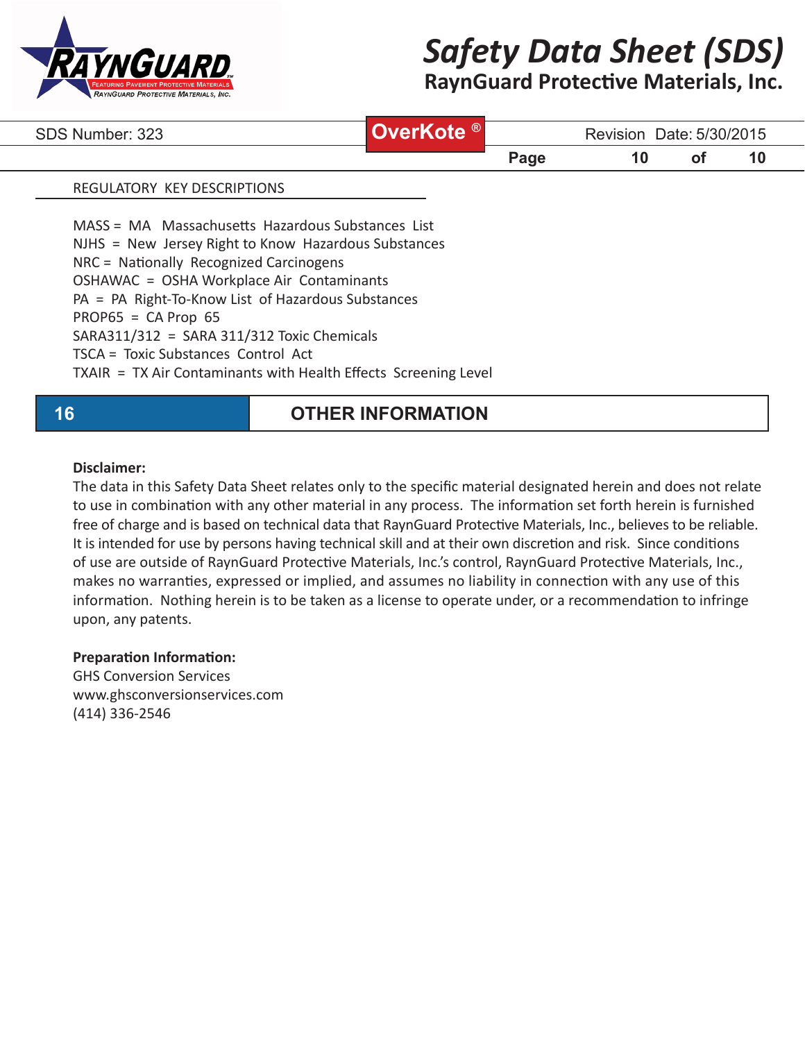REGULATORY KEY DESCRIPTIONS

MASS = MA Massachusetts Hazardous Substances List
NJHS = New Jersey Right to Know Hazardous Substances
NRC = Nationally Recognized Carcinogens
OSHAWAC = OSHA Workplace Air Contaminants
PA = PA Right-To-Know List of Hazardous Substances
PROP65 = CA Prop 65
SARA311/312 = SARA 311/312 Toxic Chemicals
TSCA = Toxic Substances Control Act
TXAIR = TX Air Contaminants with Health Effects Screening Level

## 16 OTHER INFORMATION

**Disclaimer:**
The data in this Safety Data Sheet relates only to the specific material designated herein and does not relate to use in combination with any other material in any process. The information set forth herein is furnished free of charge and is based on technical data that RaynGuard Protective Materials, Inc., believes to be reliable. It is intended for use by persons having technical skill and at their own discretion and risk. Since conditions of use are outside of RaynGuard Protective Materials, Inc.'s control, RaynGuard Protective Materials, Inc., makes no warranties, expressed or implied, and assumes no liability in connection with any use of this information. Nothing herein is to be taken as a license to operate under, or a recommendation to infringe upon, any patents.

**Preparation Information:**
GHS Conversion Services
www.ghsconversionservices.com
(414) 336-2546